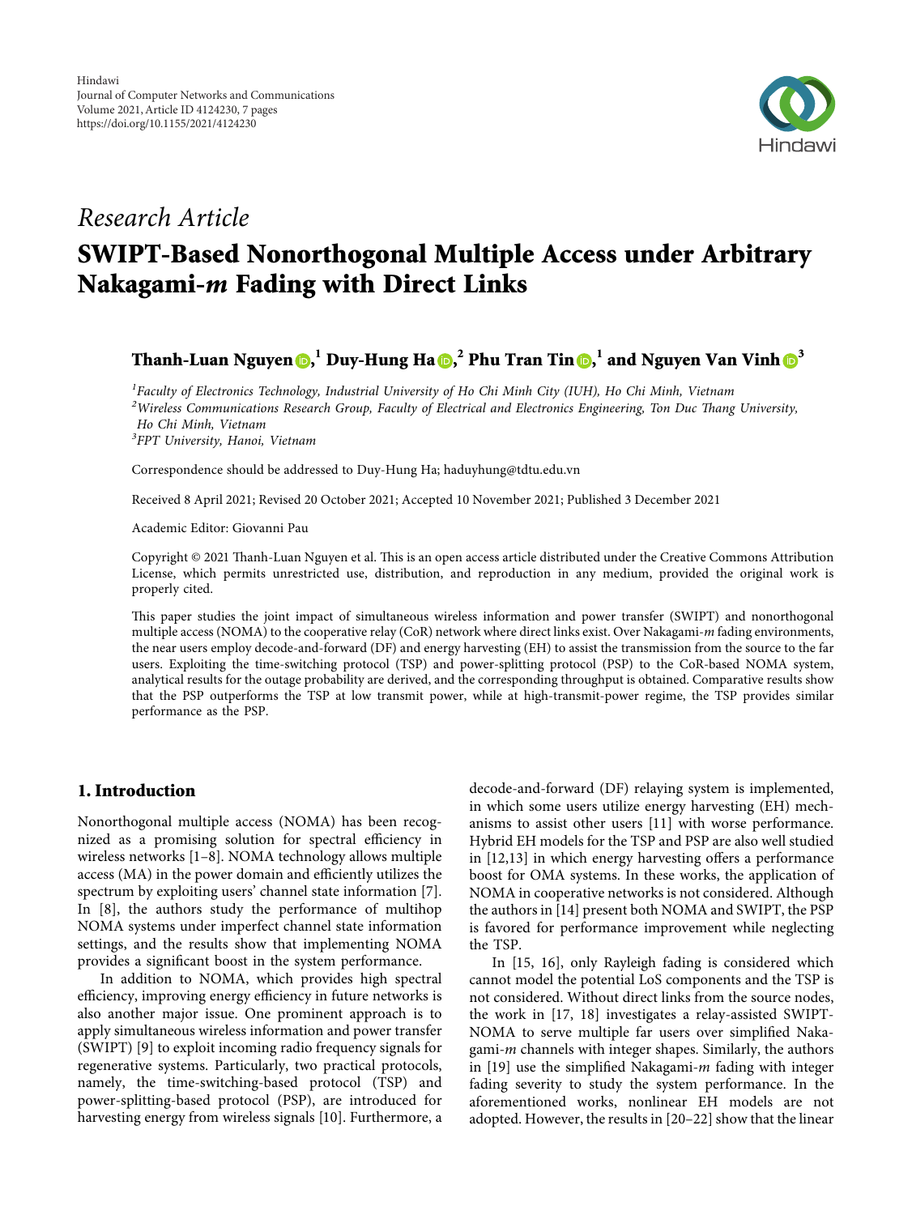Hindawi
Journal of Computer Networks and Communications
Volume 2021, Article ID 4124230, 7 pages
https://doi.org/10.1155/2021/4124230

*Research Article*

# SWIPT-Based Nonorthogonal Multiple Access under Arbitrary Nakagami-*m* Fading with Direct Links

**Thanh-Luan Nguyen,[1] Duy-Hung Ha,[2] Phu Tran Tin,[1] and Nguyen Van Vinh[3]**

[1] *Faculty of Electronics Technology, Industrial University of Ho Chi Minh City (IUH), Ho Chi Minh, Vietnam*
[2] *Wireless Communications Research Group, Faculty of Electrical and Electronics Engineering, Ton Duc Thang University, Ho Chi Minh, Vietnam*
[3] *FPT University, Hanoi, Vietnam*

Correspondence should be addressed to Duy-Hung Ha; haduyhung@tdtu.edu.vn

Received 8 April 2021; Revised 20 October 2021; Accepted 10 November 2021; Published 3 December 2021

Academic Editor: Giovanni Pau

Copyright © 2021 Thanh-Luan Nguyen et al. This is an open access article distributed under the Creative Commons Attribution License, which permits unrestricted use, distribution, and reproduction in any medium, provided the original work is properly cited.

This paper studies the joint impact of simultaneous wireless information and power transfer (SWIPT) and nonorthogonal multiple access (NOMA) to the cooperative relay (CoR) network where direct links exist. Over Nakagami-*m* fading environments, the near users employ decode-and-forward (DF) and energy harvesting (EH) to assist the transmission from the source to the far users. Exploiting the time-switching protocol (TSP) and power-splitting protocol (PSP) to the CoR-based NOMA system, analytical results for the outage probability are derived, and the corresponding throughput is obtained. Comparative results show that the PSP outperforms the TSP at low transmit power, while at high-transmit-power regime, the TSP provides similar performance as the PSP.

## 1. Introduction

Nonorthogonal multiple access (NOMA) has been recognized as a promising solution for spectral efficiency in wireless networks [1–8]. NOMA technology allows multiple access (MA) in the power domain and efficiently utilizes the spectrum by exploiting users' channel state information [7]. In [8], the authors study the performance of multihop NOMA systems under imperfect channel state information settings, and the results show that implementing NOMA provides a significant boost in the system performance.

In addition to NOMA, which provides high spectral efficiency, improving energy efficiency in future networks is also another major issue. One prominent approach is to apply simultaneous wireless information and power transfer (SWIPT) [9] to exploit incoming radio frequency signals for regenerative systems. Particularly, two practical protocols, namely, the time-switching-based protocol (TSP) and power-splitting-based protocol (PSP), are introduced for harvesting energy from wireless signals [10]. Furthermore, a decode-and-forward (DF) relaying system is implemented, in which some users utilize energy harvesting (EH) mechanisms to assist other users [11] with worse performance. Hybrid EH models for the TSP and PSP are also well studied in [12,13] in which energy harvesting offers a performance boost for OMA systems. In these works, the application of NOMA in cooperative networks is not considered. Although the authors in [14] present both NOMA and SWIPT, the PSP is favored for performance improvement while neglecting the TSP.

In [15, 16], only Rayleigh fading is considered which cannot model the potential LoS components and the TSP is not considered. Without direct links from the source nodes, the work in [17, 18] investigates a relay-assisted SWIPT-NOMA to serve multiple far users over simplified Nakagami-*m* channels with integer shapes. Similarly, the authors in [19] use the simplified Nakagami-*m* fading with integer fading severity to study the system performance. In the aforementioned works, nonlinear EH models are not adopted. However, the results in [20–22] show that the linear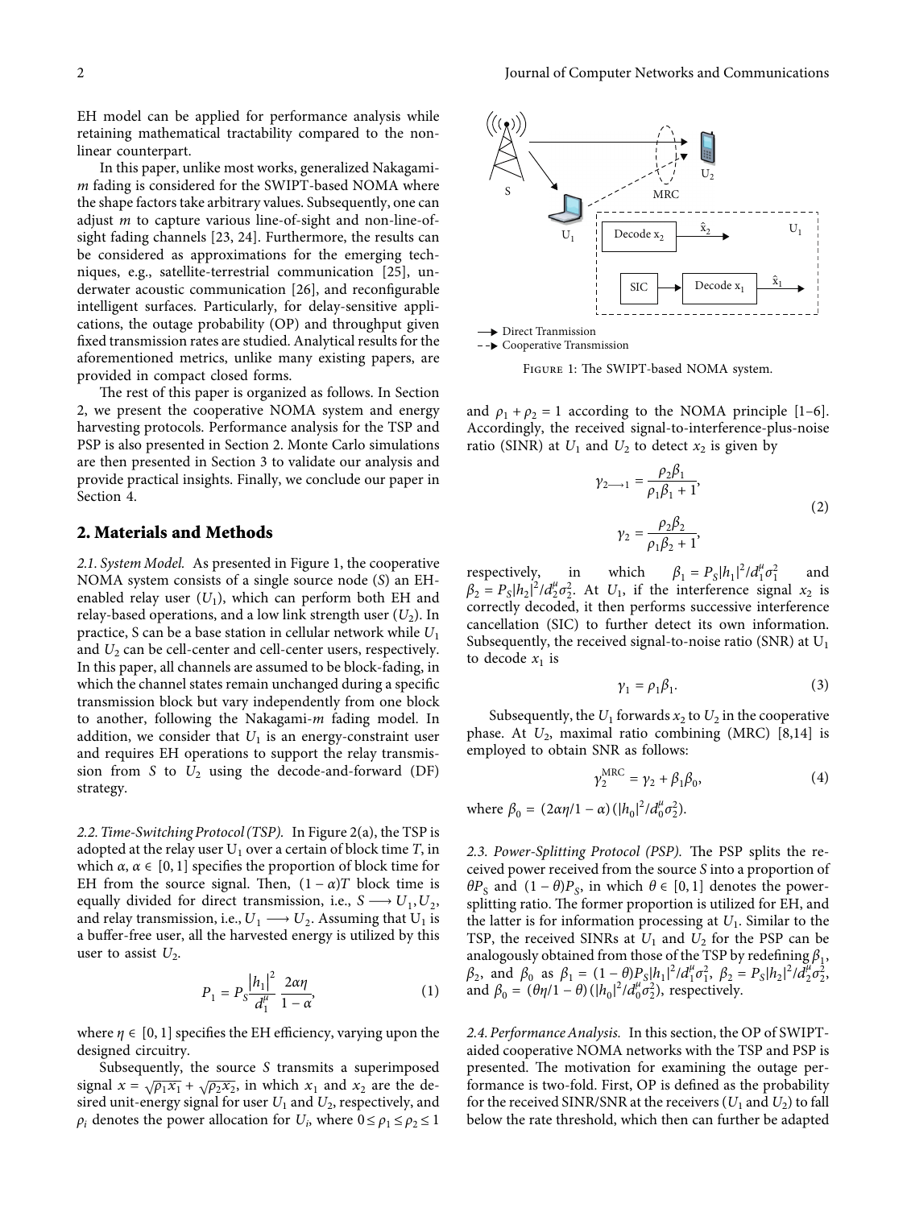EH model can be applied for performance analysis while retaining mathematical tractability compared to the nonlinear counterpart.

In this paper, unlike most works, generalized Nakagami-*m* fading is considered for the SWIPT-based NOMA where the shape factors take arbitrary values. Subsequently, one can adjust *m* to capture various line-of-sight and non-line-of-sight fading channels [23, 24]. Furthermore, the results can be considered as approximations for the emerging techniques, e.g., satellite-terrestrial communication [25], underwater acoustic communication [26], and reconfigurable intelligent surfaces. Particularly, for delay-sensitive applications, the outage probability (OP) and throughput given fixed transmission rates are studied. Analytical results for the aforementioned metrics, unlike many existing papers, are provided in compact closed forms.

The rest of this paper is organized as follows. In Section 2, we present the cooperative NOMA system and energy harvesting protocols. Performance analysis for the TSP and PSP is also presented in Section 2. Monte Carlo simulations are then presented in Section 3 to validate our analysis and provide practical insights. Finally, we conclude our paper in Section 4.

## 2. Materials and Methods

*2.1. System Model.* As presented in Figure 1, the cooperative NOMA system consists of a single source node (*S*) an EH-enabled relay user ($U_1$), which can perform both EH and relay-based operations, and a low link strength user ($U_2$). In practice, S can be a base station in cellular network while $U_1$ and $U_2$ can be cell-center and cell-center users, respectively. In this paper, all channels are assumed to be block-fading, in which the channel states remain unchanged during a specific transmission block but vary independently from one block to another, following the Nakagami-*m* fading model. In addition, we consider that $U_1$ is an energy-constraint user and requires EH operations to support the relay transmission from *S* to $U_2$ using the decode-and-forward (DF) strategy.

Figure 1: The SWIPT-based NOMA system.

*2.2. Time-Switching Protocol (TSP).* In Figure 2(a), the TSP is adopted at the relay user $U_1$ over a certain of block time *T*, in which $\alpha$, $\alpha \in [0, 1]$ specifies the proportion of block time for EH from the source signal. Then, $(1-\alpha)T$ block time is equally divided for direct transmission, i.e., $S \longrightarrow U_1, U_2$, and relay transmission, i.e., $U_1 \longrightarrow U_2$. Assuming that $U_1$ is a buffer-free user, all the harvested energy is utilized by this user to assist $U_2$.

$$P_1 = P_S \frac{|h_1|^2}{d_1^{\mu}} \frac{2\alpha\eta}{1-\alpha}, \tag{1}$$

where $\eta \in [0, 1]$ specifies the EH efficiency, varying upon the designed circuitry.

Subsequently, the source *S* transmits a superimposed signal $x = \sqrt{\rho_1 x_1} + \sqrt{\rho_2 x_2}$, in which $x_1$ and $x_2$ are the desired unit-energy signal for user $U_1$ and $U_2$, respectively, and $\rho_i$ denotes the power allocation for $U_i$, where $0 \leq \rho_1 \leq \rho_2 \leq 1$ and $\rho_1 + \rho_2 = 1$ according to the NOMA principle [1–6]. Accordingly, the received signal-to-interference-plus-noise ratio (SINR) at $U_1$ and $U_2$ to detect $x_2$ is given by

$$\gamma_{2\longrightarrow 1} = \frac{\rho_2\beta_1}{\rho_1\beta_1 + 1},$$
$$\gamma_2 = \frac{\rho_2\beta_2}{\rho_1\beta_2 + 1}, \tag{2}$$

respectively, in which $\beta_1 = P_S|h_1|^2/d_1^{\mu}\sigma_1^2$ and $\beta_2 = P_S|h_2|^2/d_2^{\mu}\sigma_2^2$. At $U_1$, if the interference signal $x_2$ is correctly decoded, it then performs successive interference cancellation (SIC) to further detect its own information. Subsequently, the received signal-to-noise ratio (SNR) at $U_1$ to decode $x_1$ is

$$\gamma_1 = \rho_1\beta_1. \tag{3}$$

Subsequently, the $U_1$ forwards $x_2$ to $U_2$ in the cooperative phase. At $U_2$, maximal ratio combining (MRC) [8,14] is employed to obtain SNR as follows:

$$\gamma_2^{\text{MRC}} = \gamma_2 + \beta_1\beta_0, \tag{4}$$

where $\beta_0 = (2\alpha\eta/1-\alpha)(|h_0|^2/d_0^{\mu}\sigma_2^2)$.

*2.3. Power-Splitting Protocol (PSP).* The PSP splits the received power received from the source *S* into a proportion of $\theta P_S$ and $(1-\theta)P_S$, in which $\theta \in [0, 1]$ denotes the power-splitting ratio. The former proportion is utilized for EH, and the latter is for information processing at $U_1$. Similar to the TSP, the received SINRs at $U_1$ and $U_2$ for the PSP can be analogously obtained from those of the TSP by redefining $\beta_1$, $\beta_2$, and $\beta_0$ as $\beta_1 = (1-\theta)P_S|h_1|^2/d_1^{\mu}\sigma_1^2$, $\beta_2 = P_S|h_2|^2/d_2^{\mu}\sigma_2^2$, and $\beta_0 = (\theta\eta/1-\theta)(|h_0|^2/d_0^{\mu}\sigma_2^2)$, respectively.

*2.4. Performance Analysis.* In this section, the OP of SWIPT-aided cooperative NOMA networks with the TSP and PSP is presented. The motivation for examining the outage performance is two-fold. First, OP is defined as the probability for the received SINR/SNR at the receivers ($U_1$ and $U_2$) to fall below the rate threshold, which then can further be adapted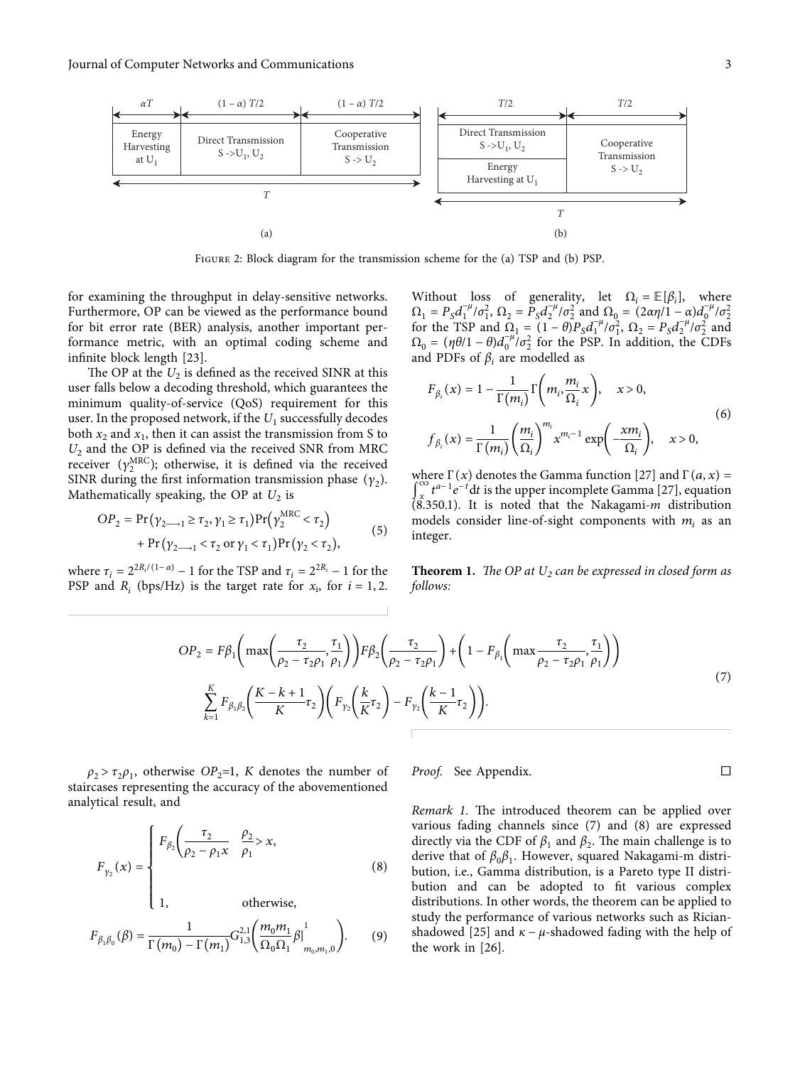FIGURE 2: Block diagram for the transmission scheme for the (a) TSP and (b) PSP.

for examining the throughput in delay-sensitive networks. Furthermore, OP can be viewed as the performance bound for bit error rate (BER) analysis, another important performance metric, with an optimal coding scheme and infinite block length [23].

The OP at the $U_2$ is defined as the received SINR at this user falls below a decoding threshold, which guarantees the minimum quality-of-service (QoS) requirement for this user. In the proposed network, if the $U_1$ successfully decodes both $x_2$ and $x_1$, then it can assist the transmission from S to $U_2$ and the OP is defined via the received SNR from MRC receiver ($\gamma_2^{\text{MRC}}$); otherwise, it is defined via the received SINR during the first information transmission phase ($\gamma_2$). Mathematically speaking, the OP at $U_2$ is

$$
\begin{aligned}
OP_2 = {} & \Pr\left(\gamma_{2\longrightarrow 1} \geq \tau_2, \gamma_1 \geq \tau_1\right)\Pr\left(\gamma_2^{\text{MRC}} < \tau_2\right) \\
& + \Pr\left(\gamma_{2\longrightarrow 1} < \tau_2 \text{ or } \gamma_1 < \tau_1\right)\Pr\left(\gamma_2 < \tau_2\right),
\end{aligned} \tag{5}
$$

where $\tau_i = 2^{2R_i/(1-\alpha)} - 1$ for the TSP and $\tau_i = 2^{2R_i} - 1$ for the PSP and $R_i$ (bps/Hz) is the target rate for $x_i$, for $i = 1, 2$. Without loss of generality, let $\Omega_i = \mathbb{E}[\beta_i]$, where $\Omega_1 = P_S d_1^{-\mu}/\sigma_1^2$, $\Omega_2 = P_S d_2^{-\mu}/\sigma_2^2$ and $\Omega_0 = (2\alpha\eta/1-\alpha) d_0^{-\mu}/\sigma_2^2$ for the TSP and $\Omega_1 = (1-\theta) P_S d_1^{-\mu}/\sigma_1^2$, $\Omega_2 = P_S d_2^{-\mu}/\sigma_2^2$ and $\Omega_0 = (\eta\theta/1-\theta) d_0^{-\mu}/\sigma_2^2$ for the PSP. In addition, the CDFs and PDFs of $\beta_i$ are modelled as

$$
\begin{aligned}
F_{\beta_i}(x) &= 1 - \frac{1}{\Gamma(m_i)}\Gamma\left(m_i, \frac{m_i}{\Omega_i}x\right), \quad x > 0, \\
f_{\beta_i}(x) &= \frac{1}{\Gamma(m_i)}\left(\frac{m_i}{\Omega_i}\right)^{m_i} x^{m_i - 1}\exp\left(-\frac{x m_i}{\Omega_i}\right), \quad x > 0,
\end{aligned} \tag{6}
$$

where $\Gamma(x)$ denotes the Gamma function [27] and $\Gamma(a, x) = \int_x^\infty t^{a-1}e^{-t}dt$ is the upper incomplete Gamma [27], equation (8.350.1). It is noted that the Nakagami-$m$ distribution models consider line-of-sight components with $m_i$ as an integer.

**Theorem 1.** *The OP at $U_2$ can be expressed in closed form as follows:*

$$
\begin{aligned}
OP_2 = {} & F\beta_1\left(\max\left(\frac{\tau_2}{\rho_2 - \tau_2\rho_1}, \frac{\tau_1}{\rho_1}\right)\right) F\beta_2\left(\frac{\tau_2}{\rho_2 - \tau_2\rho_1}\right) + \left(1 - F_{\beta_1}\left(\max\frac{\tau_2}{\rho_2 - \tau_2\rho_1}, \frac{\tau_1}{\rho_1}\right)\right) \\
& \sum_{k=1}^{K} F_{\beta_1\beta_2}\left(\frac{K-k+1}{K}\tau_2\right)\left(F_{\gamma_2}\left(\frac{k}{K}\tau_2\right) - F_{\gamma_2}\left(\frac{k-1}{K}\tau_2\right)\right).
\end{aligned} \tag{7}
$$

$\rho_2 > \tau_2\rho_1$, otherwise $OP_2$=1, $K$ denotes the number of staircases representing the accuracy of the abovementioned analytical result, and

$$
F_{\gamma_2}(x) = \begin{cases} F_{\beta_2}\left(\dfrac{\tau_2}{\rho_2 - \rho_1 x}\right. & \dfrac{\rho_2}{\rho_1} > x, \\ \\ 1, & \text{otherwise,} \end{cases} \tag{8}
$$

$$
F_{\beta_1\beta_0}(\beta) = \frac{1}{\Gamma(m_0) - \Gamma(m_1)} G_{1,3}^{2,1}\left(\frac{m_0 m_1}{\Omega_0\Omega_1}\beta \Big|_{m_0, m_1, 0}^{1}\right). \tag{9}
$$

*Proof.* See Appendix. ☐

*Remark 1.* The introduced theorem can be applied over various fading channels since (7) and (8) are expressed directly via the CDF of $\beta_1$ and $\beta_2$. The main challenge is to derive that of $\beta_0\beta_1$. However, squared Nakagami-m distribution, i.e., Gamma distribution, is a Pareto type II distribution and can be adopted to fit various complex distributions. In other words, the theorem can be applied to study the performance of various networks such as Rician-shadowed [25] and $\kappa-\mu$-shadowed fading with the help of the work in [26].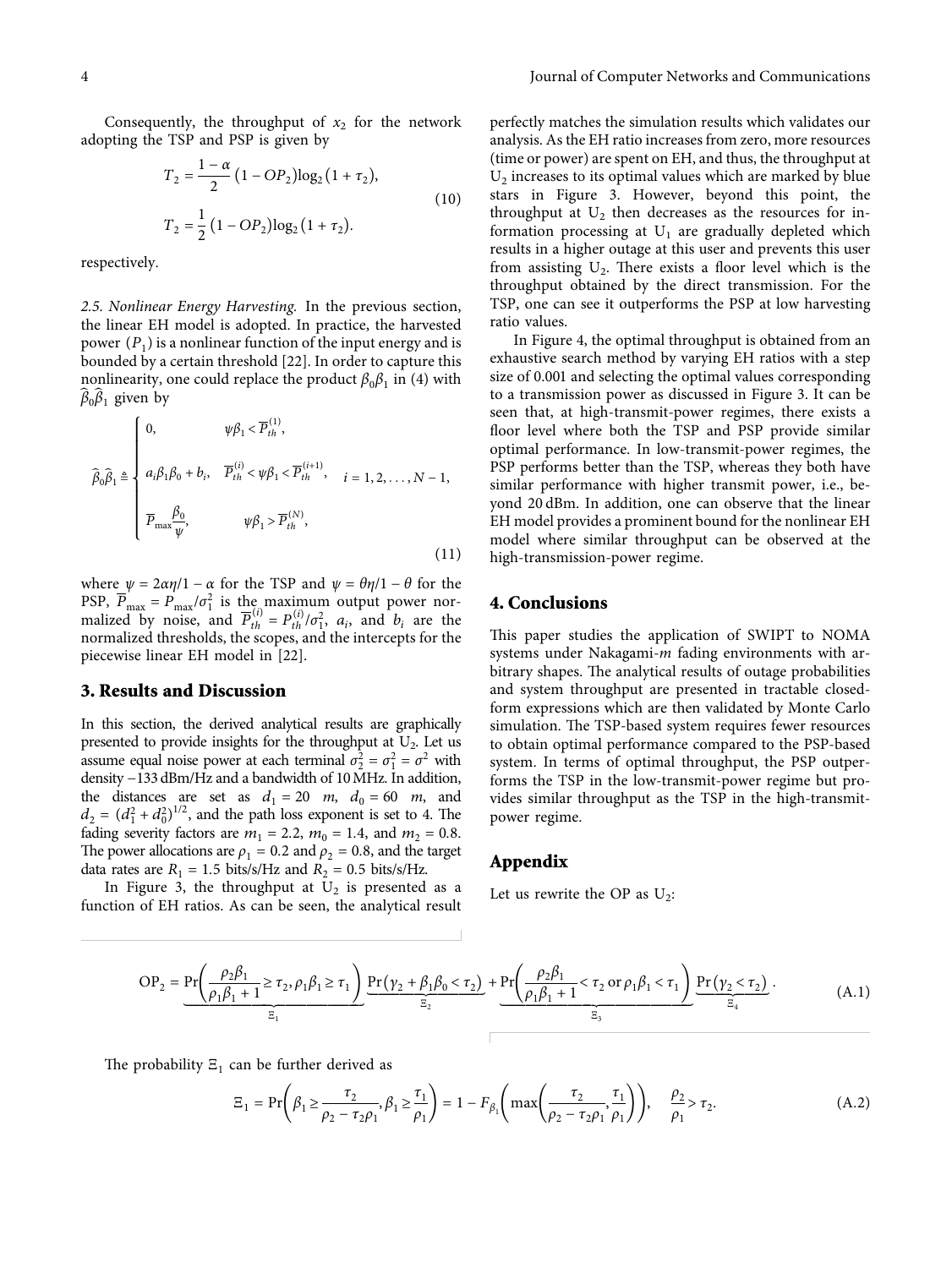Consequently, the throughput of $x_2$ for the network adopting the TSP and PSP is given by

$$T_2 = \frac{1-\alpha}{2}\left(1 - OP_2\right)\log_2\left(1+\tau_2\right),$$
$$T_2 = \frac{1}{2}\left(1 - OP_2\right)\log_2\left(1+\tau_2\right). \tag{10}$$

respectively.

*2.5. Nonlinear Energy Harvesting.* In the previous section, the linear EH model is adopted. In practice, the harvested power ($P_1$) is a nonlinear function of the input energy and is bounded by a certain threshold [22]. In order to capture this nonlinearity, one could replace the product $\beta_0\beta_1$ in (4) with $\widehat{\beta}_0\widehat{\beta}_1$ given by

$$\widehat{\beta}_0\widehat{\beta}_1 \triangleq \begin{cases} 0, & \psi\beta_1 < \overline{P}_{th}^{(1)}, \\ a_i\beta_1\beta_0 + b_i, & \overline{P}_{th}^{(i)} < \psi\beta_1 < \overline{P}_{th}^{(i+1)}, \quad i = 1, 2, \ldots, N-1, \\ \overline{P}_{\max}\dfrac{\beta_0}{\psi}, & \psi\beta_1 > \overline{P}_{th}^{(N)}, \end{cases} \tag{11}$$

where $\psi = 2\alpha\eta/1-\alpha$ for the TSP and $\psi = \theta\eta/1-\theta$ for the PSP, $\overline{P}_{\max} = P_{\max}/\sigma_1^2$ is the maximum output power normalized by noise, and $\overline{P}_{th}^{(i)} = P_{th}^{(i)}/\sigma_1^2$, $a_i$, and $b_i$ are the normalized thresholds, the scopes, and the intercepts for the piecewise linear EH model in [22].

## 3. Results and Discussion

In this section, the derived analytical results are graphically presented to provide insights for the throughput at $U_2$. Let us assume equal noise power at each terminal $\sigma_2^2 = \sigma_1^2 = \sigma^2$ with density −133 dBm/Hz and a bandwidth of 10 MHz. In addition, the distances are set as $d_1 = 20$ $m$, $d_0 = 60$ $m$, and $d_2 = (d_1^2 + d_0^2)^{1/2}$, and the path loss exponent is set to 4. The fading severity factors are $m_1 = 2.2$, $m_0 = 1.4$, and $m_2 = 0.8$. The power allocations are $\rho_1 = 0.2$ and $\rho_2 = 0.8$, and the target data rates are $R_1 = 1.5$ bits/s/Hz and $R_2 = 0.5$ bits/s/Hz.

In Figure 3, the throughput at $U_2$ is presented as a function of EH ratios. As can be seen, the analytical result perfectly matches the simulation results which validates our analysis. As the EH ratio increases from zero, more resources (time or power) are spent on EH, and thus, the throughput at $U_2$ increases to its optimal values which are marked by blue stars in Figure 3. However, beyond this point, the throughput at $U_2$ then decreases as the resources for information processing at $U_1$ are gradually depleted which results in a higher outage at this user and prevents this user from assisting $U_2$. There exists a floor level which is the throughput obtained by the direct transmission. For the TSP, one can see it outperforms the PSP at low harvesting ratio values.

In Figure 4, the optimal throughput is obtained from an exhaustive search method by varying EH ratios with a step size of 0.001 and selecting the optimal values corresponding to a transmission power as discussed in Figure 3. It can be seen that, at high-transmit-power regimes, there exists a floor level where both the TSP and PSP provide similar optimal performance. In low-transmit-power regimes, the PSP performs better than the TSP, whereas they both have similar performance with higher transmit power, i.e., beyond 20 dBm. In addition, one can observe that the linear EH model provides a prominent bound for the nonlinear EH model where similar throughput can be observed at the high-transmission-power regime.

## 4. Conclusions

This paper studies the application of SWIPT to NOMA systems under Nakagami-*m* fading environments with arbitrary shapes. The analytical results of outage probabilities and system throughput are presented in tractable closed-form expressions which are then validated by Monte Carlo simulation. The TSP-based system requires fewer resources to obtain optimal performance compared to the PSP-based system. In terms of optimal throughput, the PSP outperforms the TSP in the low-transmit-power regime but provides similar throughput as the TSP in the high-transmit-power regime.

## Appendix

Let us rewrite the OP as $U_2$:

$$\mathrm{OP}_2 = \underbrace{\Pr\left(\frac{\rho_2\beta_1}{\rho_1\beta_1 + 1} \geq \tau_2, \rho_1\beta_1 \geq \tau_1\right)}_{\Xi_1}\underbrace{\Pr\left(\gamma_2 + \beta_1\beta_0 < \tau_2\right)}_{\Xi_2} + \underbrace{\Pr\left(\frac{\rho_2\beta_1}{\rho_1\beta_1 + 1} < \tau_2 \text{ or } \rho_1\beta_1 < \tau_1\right)}_{\Xi_3}\underbrace{\Pr\left(\gamma_2 < \tau_2\right)}_{\Xi_4}. \tag{A.1}$$

The probability $\Xi_1$ can be further derived as

$$\Xi_1 = \Pr\left(\beta_1 \geq \frac{\tau_2}{\rho_2 - \tau_2\rho_1}, \beta_1 \geq \frac{\tau_1}{\rho_1}\right) = 1 - F_{\beta_1}\left(\max\left(\frac{\tau_2}{\rho_2 - \tau_2\rho_1}, \frac{\tau_1}{\rho_1}\right)\right), \quad \frac{\rho_2}{\rho_1} > \tau_2. \tag{A.2}$$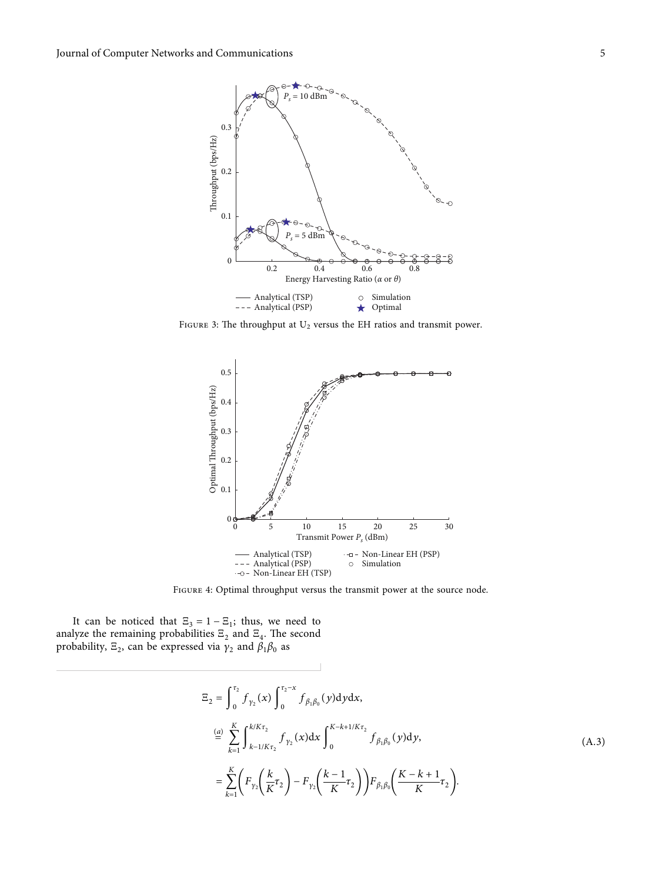FIGURE 3: The throughput at $U_2$ versus the EH ratios and transmit power.

FIGURE 4: Optimal throughput versus the transmit power at the source node.

It can be noticed that $\Xi_3 = 1 - \Xi_1$; thus, we need to analyze the remaining probabilities $\Xi_2$ and $\Xi_4$. The second probability, $\Xi_2$, can be expressed via $\gamma_2$ and $\beta_1\beta_0$ as

$$
\begin{aligned}
\Xi_2 &= \int_0^{\tau_2} f_{\gamma_2}(x) \int_0^{\tau_2 - x} f_{\beta_1\beta_0}(y) \mathrm{d}y \mathrm{d}x, \\
&\overset{(a)}{=} \sum_{k=1}^{K} \int_{k-1/K\tau_2}^{k/K\tau_2} f_{\gamma_2}(x) \mathrm{d}x \int_0^{K-k+1/K\tau_2} f_{\beta_1\beta_0}(y) \mathrm{d}y, \\
&= \sum_{k=1}^{K} \left( F_{\gamma_2}\left(\frac{k}{K}\tau_2\right) - F_{\gamma_2}\left(\frac{k-1}{K}\tau_2\right) \right) F_{\beta_1\beta_0}\left(\frac{K-k+1}{K}\tau_2\right).
\end{aligned} \tag{A.3}
$$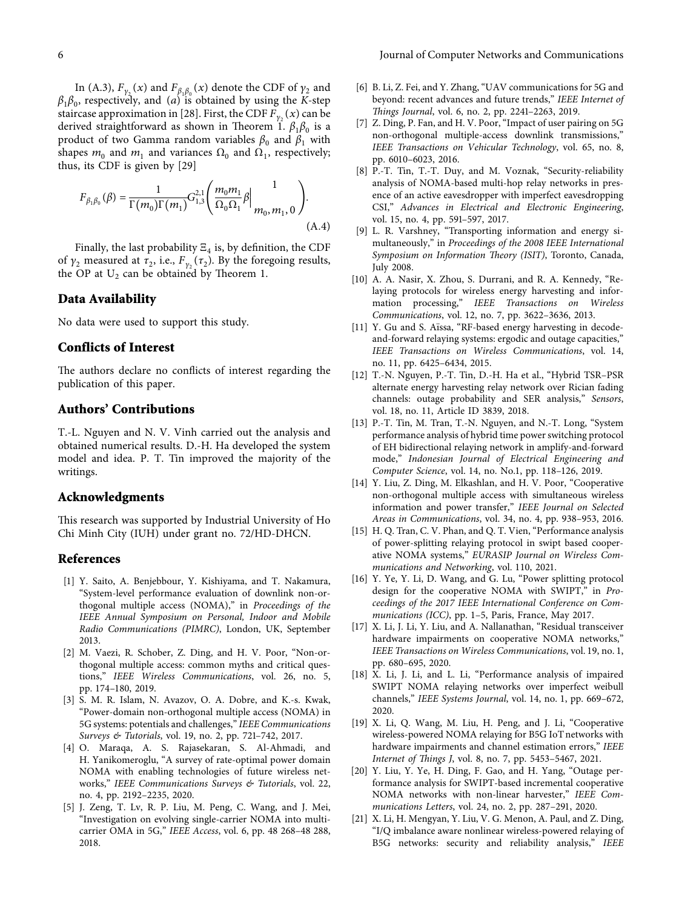In (A.3), $F_{\gamma_2}(x)$ and $F_{\beta_1\beta_0}(x)$ denote the CDF of $\gamma_2$ and $\beta_1\beta_0$, respectively, and $(a)$ is obtained by using the $K$-step staircase approximation in [28]. First, the CDF $F_{\gamma_2}(x)$ can be derived straightforward as shown in Theorem 1. $\beta_1\beta_0$ is a product of two Gamma random variables $\beta_0$ and $\beta_1$ with shapes $m_0$ and $m_1$ and variances $\Omega_0$ and $\Omega_1$, respectively; thus, its CDF is given by [29]

$$F_{\beta_1\beta_0}(\beta) = \frac{1}{\Gamma(m_0)\Gamma(m_1)} G_{1,3}^{2,1}\left( \frac{m_0 m_1}{\Omega_0 \Omega_1}\beta \middle| \begin{matrix} 1 \\ m_0, m_1, 0 \end{matrix} \right). \tag{A.4}$$

Finally, the last probability $\Xi_4$ is, by definition, the CDF of $\gamma_2$ measured at $\tau_2$, i.e., $F_{\gamma_2}(\tau_2)$. By the foregoing results, the OP at $U_2$ can be obtained by Theorem 1.

## Data Availability

No data were used to support this study.

## Conflicts of Interest

The authors declare no conflicts of interest regarding the publication of this paper.

## Authors' Contributions

T.-L. Nguyen and N. V. Vinh carried out the analysis and obtained numerical results. D.-H. Ha developed the system model and idea. P. T. Tin improved the majority of the writings.

## Acknowledgments

This research was supported by Industrial University of Ho Chi Minh City (IUH) under grant no. 72/HD-DHCN.

## References

[1] Y. Saito, A. Benjebbour, Y. Kishiyama, and T. Nakamura, "System-level performance evaluation of downlink non-orthogonal multiple access (NOMA)," in *Proceedings of the IEEE Annual Symposium on Personal, Indoor and Mobile Radio Communications (PIMRC)*, London, UK, September 2013.

[2] M. Vaezi, R. Schober, Z. Ding, and H. V. Poor, "Non-orthogonal multiple access: common myths and critical questions," *IEEE Wireless Communications*, vol. 26, no. 5, pp. 174–180, 2019.

[3] S. M. R. Islam, N. Avazov, O. A. Dobre, and K.-s. Kwak, "Power-domain non-orthogonal multiple access (NOMA) in 5G systems: potentials and challenges," *IEEE Communications Surveys & Tutorials*, vol. 19, no. 2, pp. 721–742, 2017.

[4] O. Maraqa, A. S. Rajasekaran, S. Al-Ahmadi, and H. Yanikomeroglu, "A survey of rate-optimal power domain NOMA with enabling technologies of future wireless networks," *IEEE Communications Surveys & Tutorials*, vol. 22, no. 4, pp. 2192–2235, 2020.

[5] J. Zeng, T. Lv, R. P. Liu, M. Peng, C. Wang, and J. Mei, "Investigation on evolving single-carrier NOMA into multi-carrier OMA in 5G," *IEEE Access*, vol. 6, pp. 48 268–48 288, 2018.

[6] B. Li, Z. Fei, and Y. Zhang, "UAV communications for 5G and beyond: recent advances and future trends," *IEEE Internet of Things Journal*, vol. 6, no. 2, pp. 2241–2263, 2019.

[7] Z. Ding, P. Fan, and H. V. Poor, "Impact of user pairing on 5G non-orthogonal multiple-access downlink transmissions," *IEEE Transactions on Vehicular Technology*, vol. 65, no. 8, pp. 6010–6023, 2016.

[8] P.-T. Tin, T.-T. Duy, and M. Voznak, "Security-reliability analysis of NOMA-based multi-hop relay networks in presence of an active eavesdropper with imperfect eavesdropping CSI," *Advances in Electrical and Electronic Engineering*, vol. 15, no. 4, pp. 591–597, 2017.

[9] L. R. Varshney, "Transporting information and energy simultaneously," in *Proceedings of the 2008 IEEE International Symposium on Information Theory (ISIT)*, Toronto, Canada, July 2008.

[10] A. A. Nasir, X. Zhou, S. Durrani, and R. A. Kennedy, "Relaying protocols for wireless energy harvesting and information processing," *IEEE Transactions on Wireless Communications*, vol. 12, no. 7, pp. 3622–3636, 2013.

[11] Y. Gu and S. Aïssa, "RF-based energy harvesting in decode-and-forward relaying systems: ergodic and outage capacities," *IEEE Transactions on Wireless Communications*, vol. 14, no. 11, pp. 6425–6434, 2015.

[12] T.-N. Nguyen, P.-T. Tin, D.-H. Ha et al., "Hybrid TSR–PSR alternate energy harvesting relay network over Rician fading channels: outage probability and SER analysis," *Sensors*, vol. 18, no. 11, Article ID 3839, 2018.

[13] P.-T. Tin, M. Tran, T.-N. Nguyen, and N.-T. Long, "System performance analysis of hybrid time power switching protocol of EH bidirectional relaying network in amplify-and-forward mode," *Indonesian Journal of Electrical Engineering and Computer Science*, vol. 14, no. No.1, pp. 118–126, 2019.

[14] Y. Liu, Z. Ding, M. Elkashlan, and H. V. Poor, "Cooperative non-orthogonal multiple access with simultaneous wireless information and power transfer," *IEEE Journal on Selected Areas in Communications*, vol. 34, no. 4, pp. 938–953, 2016.

[15] H. Q. Tran, C. V. Phan, and Q. T. Vien, "Performance analysis of power-splitting relaying protocol in swipt based cooperative NOMA systems," *EURASIP Journal on Wireless Communications and Networking*, vol. 110, 2021.

[16] Y. Ye, Y. Li, D. Wang, and G. Lu, "Power splitting protocol design for the cooperative NOMA with SWIPT," in *Proceedings of the 2017 IEEE International Conference on Communications (ICC)*, pp. 1–5, Paris, France, May 2017.

[17] X. Li, J. Li, Y. Liu, and A. Nallanathan, "Residual transceiver hardware impairments on cooperative NOMA networks," *IEEE Transactions on Wireless Communications*, vol. 19, no. 1, pp. 680–695, 2020.

[18] X. Li, J. Li, and L. Li, "Performance analysis of impaired SWIPT NOMA relaying networks over imperfect weibull channels," *IEEE Systems Journal*, vol. 14, no. 1, pp. 669–672, 2020.

[19] X. Li, Q. Wang, M. Liu, H. Peng, and J. Li, "Cooperative wireless-powered NOMA relaying for B5G IoT networks with hardware impairments and channel estimation errors," *IEEE Internet of Things J*, vol. 8, no. 7, pp. 5453–5467, 2021.

[20] Y. Liu, Y. Ye, H. Ding, F. Gao, and H. Yang, "Outage performance analysis for SWIPT-based incremental cooperative NOMA networks with non-linear harvester," *IEEE Communications Letters*, vol. 24, no. 2, pp. 287–291, 2020.

[21] X. Li, H. Mengyan, Y. Liu, V. G. Menon, A. Paul, and Z. Ding, "I/Q imbalance aware nonlinear wireless-powered relaying of B5G networks: security and reliability analysis," *IEEE*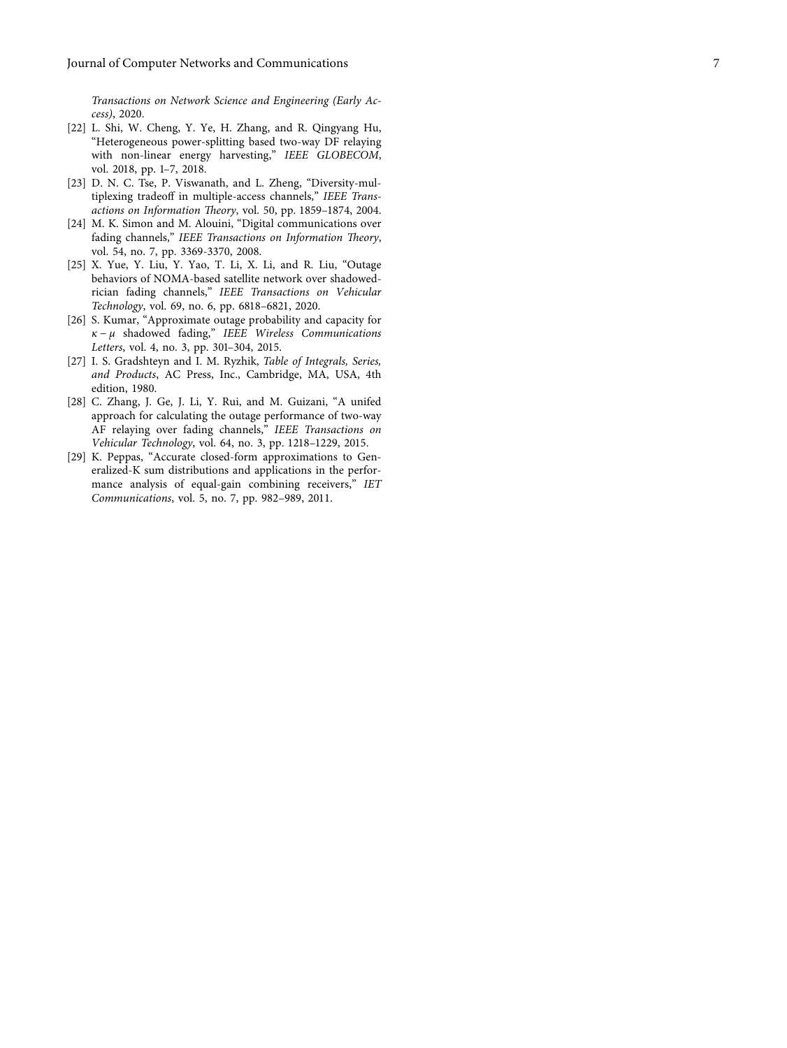*Transactions on Network Science and Engineering (Early Access)*, 2020.

[22] L. Shi, W. Cheng, Y. Ye, H. Zhang, and R. Qingyang Hu, "Heterogeneous power-splitting based two-way DF relaying with non-linear energy harvesting," *IEEE GLOBECOM*, vol. 2018, pp. 1–7, 2018.

[23] D. N. C. Tse, P. Viswanath, and L. Zheng, "Diversity-multiplexing tradeoff in multiple-access channels," *IEEE Transactions on Information Theory*, vol. 50, pp. 1859–1874, 2004.

[24] M. K. Simon and M. Alouini, "Digital communications over fading channels," *IEEE Transactions on Information Theory*, vol. 54, no. 7, pp. 3369-3370, 2008.

[25] X. Yue, Y. Liu, Y. Yao, T. Li, X. Li, and R. Liu, "Outage behaviors of NOMA-based satellite network over shadowed-rician fading channels," *IEEE Transactions on Vehicular Technology*, vol. 69, no. 6, pp. 6818–6821, 2020.

[26] S. Kumar, "Approximate outage probability and capacity for $\kappa-\mu$ shadowed fading," *IEEE Wireless Communications Letters*, vol. 4, no. 3, pp. 301–304, 2015.

[27] I. S. Gradshteyn and I. M. Ryzhik, *Table of Integrals, Series, and Products*, AC Press, Inc., Cambridge, MA, USA, 4th edition, 1980.

[28] C. Zhang, J. Ge, J. Li, Y. Rui, and M. Guizani, "A unifed approach for calculating the outage performance of two-way AF relaying over fading channels," *IEEE Transactions on Vehicular Technology*, vol. 64, no. 3, pp. 1218–1229, 2015.

[29] K. Peppas, "Accurate closed-form approximations to Generalized-K sum distributions and applications in the performance analysis of equal-gain combining receivers," *IET Communications*, vol. 5, no. 7, pp. 982–989, 2011.